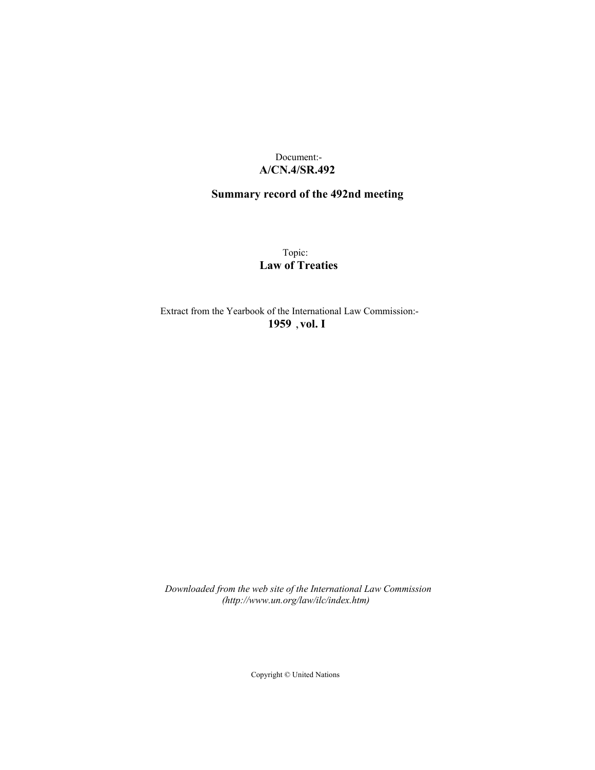Document:-
**A/CN.4/SR.492**

**Summary record of the 492nd meeting**

Topic:
**Law of Treaties**

Extract from the Yearbook of the International Law Commission:-
**1959 , vol. I**

*Downloaded from the web site of the International Law Commission (http://www.un.org/law/ilc/index.htm)*

Copyright © United Nations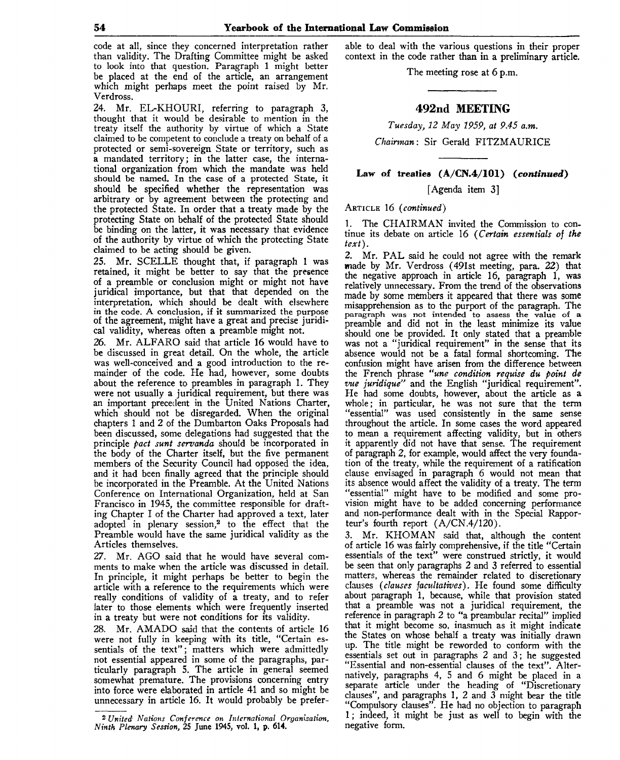code at all, since they concerned interpretation rather than validity. The Drafting Committee might be asked to look into that question. Paragraph 1 might better be placed at the end of the article, an arrangement which might perhaps meet the point raised by Mr. Verdross.

24. Mr. EL-KHOURI, referring to paragraph 3, thought that it would be desirable to mention in the treaty itself the authority by virtue of which a State claimed to be competent to conclude a treaty on behalf of a protected or semi-sovereign State or territory, such as a mandated territory; in the latter case, the international organization from which the mandate was held should be named. In the case of a protected State, it should be specified whether the representation was arbitrary or by agreement between the protecting and the protected State. In order that a treaty made by the protecting State on behalf of the protected State should be binding on the latter, it was necessary that evidence of the authority by virtue of which the protecting State claimed to be acting should be given.

25. Mr. SCELLE thought that, if paragraph 1 was retained, it might be better to say that the presence of a preamble or conclusion might or might not have juridical importance, but that that depended on the interpretation, which should be dealt with elsewhere in the code. A conclusion, if it summarized the purpose of the agreement, might have a great and precise juridical validity, whereas often a preamble might not.

26. Mr. ALFARO said that article 16 would have to be discussed in great detail. On the whole, the article was well-conceived and a good introduction to the remainder of the code. He had, however, some doubts about the reference to preambles in paragraph 1. They were not usually a juridical requirement, but there was an important precedent in the United Nations Charter, which should not be disregarded. When the original chapters 1 and 2 of the Dumbarton Oaks Proposals had been discussed, some delegations had suggested that the principle *pact sunt servanda* should be incorporated in the body of the Charter itself, but the five permanent members of the Security Council had opposed the idea, and it had been finally agreed that the principle should be incorporated in the Preamble. At the United Nations Conference on International Organization, held at San Francisco in 1945, the committee responsible for drafting Chapter I of the Charter had approved a text, later adopted in plenary session,[2] to the effect that the Preamble would have the same juridical validity as the Articles themselves.

27. Mr. AGO said that he would have several comments to make when the article was discussed in detail. In principle, it might perhaps be better to begin the article with a reference to the requirements which were really conditions of validity of a treaty, and to refer later to those elements which were frequently inserted in a treaty but were not conditions for its validity.

28. Mr. AMADO said that the contents of article 16 were not fully in keeping with its title, "Certain essentials of the text"; matters which were admittedly not essential appeared in some of the paragraphs, particularly paragraph 5. The article in general seemed somewhat premature. The provisions concerning entry into force were elaborated in article 41 and so might be unnecessary in article 16. It would probably be preferable to deal with the various questions in their proper context in the code rather than in a preliminary article.

The meeting rose at 6 p.m.

[2] *United Nations Conference on International Organization, Ninth Plenary Session*, 25 June 1945, vol. 1, p. 614.

---

## 492nd MEETING

*Tuesday, 12 May 1959, at 9.45 a.m.*

*Chairman*: Sir Gerald FITZMAURICE

### Law of treaties (A/CN.4/101) (*continued*)

[Agenda item 3]

ARTICLE 16 (*continued*)

1. The CHAIRMAN invited the Commission to continue its debate on article 16 (*Certain essentials of the text*).

2. Mr. PAL said he could not agree with the remark made by Mr. Verdross (491st meeting, para. 22) that the negative approach in article 16, paragraph 1, was relatively unnecessary. From the trend of the observations made by some members it appeared that there was some misapprehension as to the purport of the paragraph. The paragraph was not intended to assess the value of a preamble and did not in the least minimize its value should one be provided. It only stated that a preamble was not a "juridical requirement" in the sense that its absence would not be a fatal formal shortcoming. The confusion might have arisen from the difference between the French phrase *"une condition requise du point de vue juridique"* and the English "juridical requirement". He had some doubts, however, about the article as a whole; in particular, he was not sure that the term "essential" was used consistently in the same sense throughout the article. In some cases the word appeared to mean a requirement affecting validity, but in others it apparently did not have that sense. The requirement of paragraph 2, for example, would affect the very foundation of the treaty, while the requirement of a ratification clause envisaged in paragraph 6 would not mean that its absence would affect the validity of a treaty. The term "essential" might have to be modified and some provision might have to be added concerning performance and non-performance dealt with in the Special Rapporteur's fourth report (A/CN.4/120).

3. Mr. KHOMAN said that, although the content of article 16 was fairly comprehensive, if the title "Certain essentials of the text" were construed strictly, it would be seen that only paragraphs 2 and 3 referred to essential matters, whereas the remainder related to discretionary clauses (*clauses facultatives*). He found some difficulty about paragraph 1, because, while that provision stated that a preamble was not a juridical requirement, the reference in paragraph 2 to "a preambular recital" implied that it might become so, inasmuch as it might indicate the States on whose behalf a treaty was initially drawn up. The title might be reworded to conform with the essentials set out in paragraphs 2 and 3; he suggested "Essential and non-essential clauses of the text". Alternatively, paragraphs 4, 5 and 6 might be placed in a separate article under the heading of "Discretionary clauses", and paragraphs 1, 2 and 3 might bear the title "Compulsory clauses". He had no objection to paragraph 1; indeed, it might be just as well to begin with the negative form.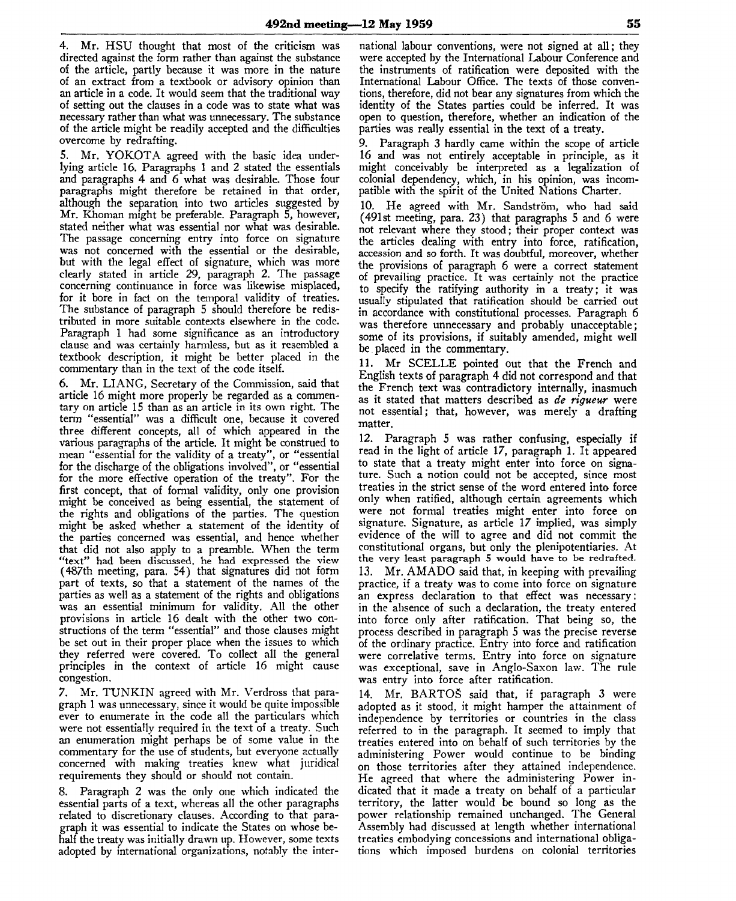4. Mr. HSU thought that most of the criticism was directed against the form rather than against the substance of the article, partly because it was more in the nature of an extract from a textbook or advisory opinion than an article in a code. It would seem that the traditional way of setting out the clauses in a code was to state what was necessary rather than what was unnecessary. The substance of the article might be readily accepted and the difficulties overcome by redrafting.

5. Mr. YOKOTA agreed with the basic idea underlying article 16. Paragraphs 1 and 2 stated the essentials and paragraphs 4 and 6 what was desirable. Those four paragraphs might therefore be retained in that order, although the separation into two articles suggested by Mr. Khoman might be preferable. Paragraph 5, however, stated neither what was essential nor what was desirable. The passage concerning entry into force on signature was not concerned with the essential or the desirable, but with the legal effect of signature, which was more clearly stated in article 29, paragraph 2. The passage concerning continuance in force was likewise misplaced, for it bore in fact on the temporal validity of treaties. The substance of paragraph 5 should therefore be redistributed in more suitable contexts elsewhere in the code. Paragraph 1 had some significance as an introductory clause and was certainly harmless, but as it resembled a textbook description, it might be better placed in the commentary than in the text of the code itself.

6. Mr. LIANG, Secretary of the Commission, said that article 16 might more properly be regarded as a commentary on article 15 than as an article in its own right. The term "essential" was a difficult one, because it covered three different concepts, all of which appeared in the various paragraphs of the article. It might be construed to mean "essential for the validity of a treaty", or "essential for the discharge of the obligations involved", or "essential for the more effective operation of the treaty". For the first concept, that of formal validity, only one provision might be conceived as being essential, the statement of the rights and obligations of the parties. The question might be asked whether a statement of the identity of the parties concerned was essential, and hence whether that did not also apply to a preamble. When the term "text" had been discussed, he had expressed the view (487th meeting, para. 54) that signatures did not form part of texts, so that a statement of the names of the parties as well as a statement of the rights and obligations was an essential minimum for validity. All the other provisions in article 16 dealt with the other two constructions of the term "essential" and those clauses might be set out in their proper place when the issues to which they referred were covered. To collect all the general principles in the context of article 16 might cause congestion.

7. Mr. TUNKIN agreed with Mr. Verdross that paragraph 1 was unnecessary, since it would be quite impossible ever to enumerate in the code all the particulars which were not essentially required in the text of a treaty. Such an enumeration might perhaps be of some value in the commentary for the use of students, but everyone actually concerned with making treaties knew what juridical requirements they should or should not contain.

8. Paragraph 2 was the only one which indicated the essential parts of a text, whereas all the other paragraphs related to discretionary clauses. According to that paragraph it was essential to indicate the States on whose behalf the treaty was initially drawn up. However, some texts adopted by international organizations, notably the international labour conventions, were not signed at all; they were accepted by the International Labour Conference and the instruments of ratification were deposited with the International Labour Office. The texts of those conventions, therefore, did not bear any signatures from which the identity of the States parties could be inferred. It was open to question, therefore, whether an indication of the parties was really essential in the text of a treaty.

9. Paragraph 3 hardly came within the scope of article 16 and was not entirely acceptable in principle, as it might conceivably be interpreted as a legalization of colonial dependency, which, in his opinion, was incompatible with the spirit of the United Nations Charter.

10. He agreed with Mr. Sandström, who had said (491st meeting, para. 23) that paragraphs 5 and 6 were not relevant where they stood; their proper context was the articles dealing with entry into force, ratification, accession and so forth. It was doubtful, moreover, whether the provisions of paragraph 6 were a correct statement of prevailing practice. It was certainly not the practice to specify the ratifying authority in a treaty; it was usually stipulated that ratification should be carried out in accordance with constitutional processes. Paragraph 6 was therefore unnecessary and probably unacceptable; some of its provisions, if suitably amended, might well be placed in the commentary.

11. Mr SCELLE pointed out that the French and English texts of paragraph 4 did not correspond and that the French text was contradictory internally, inasmuch as it stated that matters described as *de rigueur* were not essential; that, however, was merely a drafting matter.

12. Paragraph 5 was rather confusing, especially if read in the light of article 17, paragraph 1. It appeared to state that a treaty might enter into force on signature. Such a notion could not be accepted, since most treaties in the strict sense of the word entered into force only when ratified, although certain agreements which were not formal treaties might enter into force on signature. Signature, as article 17 implied, was simply evidence of the will to agree and did not commit the constitutional organs, but only the plenipotentiaries. At the very least paragraph 5 would have to be redrafted.

13. Mr. AMADO said that, in keeping with prevailing practice, if a treaty was to come into force on signature an express declaration to that effect was necessary; in the absence of such a declaration, the treaty entered into force only after ratification. That being so, the process described in paragraph 5 was the precise reverse of the ordinary practice. Entry into force and ratification were correlative terms. Entry into force on signature was exceptional, save in Anglo-Saxon law. The rule was entry into force after ratification.

14. Mr. BARTOŠ said that, if paragraph 3 were adopted as it stood, it might hamper the attainment of independence by territories or countries in the class referred to in the paragraph. It seemed to imply that treaties entered into on behalf of such territories by the administering Power would continue to be binding on those territories after they attained independence. He agreed that where the administering Power indicated that it made a treaty on behalf of a particular territory, the latter would be bound so long as the power relationship remained unchanged. The General Assembly had discussed at length whether international treaties embodying concessions and international obligations which imposed burdens on colonial territories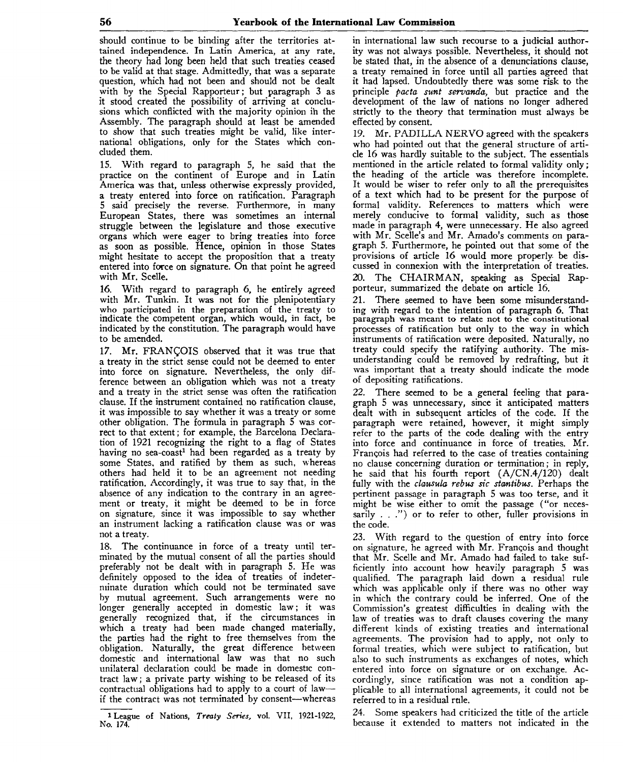should continue to be binding after the territories attained independence. In Latin America, at any rate, the theory had long been held that such treaties ceased to be valid at that stage. Admittedly, that was a separate question, which had not been and should not be dealt with by the Special Rapporteur; but paragraph 3 as it stood created the possibility of arriving at conclusions which conflicted with the majority opinion in the Assembly. The paragraph should at least be amended to show that such treaties might be valid, like international obligations, only for the States which concluded them.

15. With regard to paragraph 5, he said that the practice on the continent of Europe and in Latin America was that, unless otherwise expressly provided, a treaty entered into force on ratification. Paragraph 5 said precisely the reverse. Furthermore, in many European States, there was sometimes an internal struggle between the legislature and those executive organs which were eager to bring treaties into force as soon as possible. Hence, opinion in those States might hesitate to accept the proposition that a treaty entered into force on signature. On that point he agreed with Mr. Scelle.

16. With regard to paragraph 6, he entirely agreed with Mr. Tunkin. It was not for the plenipotentiary who participated in the preparation of the treaty to indicate the competent organ, which would, in fact, be indicated by the constitution. The paragraph would have to be amended.

17. Mr. FRANÇOIS observed that it was true that a treaty in the strict sense could not be deemed to enter into force on signature. Nevertheless, the only difference between an obligation which was not a treaty and a treaty in the strict sense was often the ratification clause. If the instrument contained no ratification clause, it was impossible to say whether it was a treaty or some other obligation. The formula in paragraph 5 was correct to that extent; for example, the Barcelona Declaration of 1921 recognizing the right to a flag of States having no sea-coast[1] had been regarded as a treaty by some States, and ratified by them as such, whereas others had held it to be an agreement not needing ratification. Accordingly, it was true to say that, in the absence of any indication to the contrary in an agreement or treaty, it might be deemed to be in force on signature, since it was impossible to say whether an instrument lacking a ratification clause was or was not a treaty.

18. The continuance in force of a treaty until terminated by the mutual consent of all the parties should preferably not be dealt with in paragraph 5. He was definitely opposed to the idea of treaties of indeterminate duration which could not be terminated save by mutual agreement. Such arrangements were no longer generally accepted in domestic law; it was generally recognized that, if the circumstances in which a treaty had been made changed materially, the parties had the right to free themselves from the obligation. Naturally, the great difference between domestic and international law was that no such unilateral declaration could be made in domestic contract law; a private party wishing to be released of its contractual obligations had to apply to a court of law—if the contract was not terminated by consent—whereas in international law such recourse to a judicial authority was not always possible. Nevertheless, it should not be stated that, in the absence of a denunciations clause, a treaty remained in force until all parties agreed that it had lapsed. Undoubtedly there was some risk to the principle *pacta sunt servanda*, but practice and the development of the law of nations no longer adhered strictly to the theory that termination must always be effected by consent.

19. Mr. PADILLA NERVO agreed with the speakers who had pointed out that the general structure of article 16 was hardly suitable to the subject. The essentials mentioned in the article related to formal validity only; the heading of the article was therefore incomplete. It would be wiser to refer only to all the prerequisites of a text which had to be present for the purpose of formal validity. References to matters which were merely conducive to formal validity, such as those made in paragraph 4, were unnecessary. He also agreed with Mr. Scelle's and Mr. Amado's comments on paragraph 5. Furthermore, he pointed out that some of the provisions of article 16 would more properly be discussed in connexion with the interpretation of treaties.

20. The CHAIRMAN, speaking as Special Rapporteur, summarized the debate on article 16.

21. There seemed to have been some misunderstanding with regard to the intention of paragraph 6. That paragraph was meant to relate not to the constitutional processes of ratification but only to the way in which instruments of ratification were deposited. Naturally, no treaty could specify the ratifying authority. The misunderstanding could be removed by redrafting, but it was important that a treaty should indicate the mode of depositing ratifications.

22. There seemed to be a general feeling that paragraph 5 was unnecessary, since it anticipated matters dealt with in subsequent articles of the code. If the paragraph were retained, however, it might simply refer to the parts of the code dealing with the entry into force and continuance in force of treaties. Mr. François had referred to the case of treaties containing no clause concerning duration or termination; in reply, he said that his fourth report (A/CN.4/120) dealt fully with the *clausula rebus sic stantibus*. Perhaps the pertinent passage in paragraph 5 was too terse, and it might be wise either to omit the passage ("or necessarily . . .") or to refer to other, fuller provisions in the code.

23. With regard to the question of entry into force on signature, he agreed with Mr. François and thought that Mr. Scelle and Mr. Amado had failed to take sufficiently into account how heavily paragraph 5 was qualified. The paragraph laid down a residual rule which was applicable only if there was no other way in which the contrary could be inferred. One of the Commission's greatest difficulties in dealing with the law of treaties was to draft clauses covering the many different kinds of existing treaties and international agreements. The provision had to apply, not only to formal treaties, which were subject to ratification, but also to such instruments as exchanges of notes, which entered into force on signature or on exchange. Accordingly, since ratification was not a condition applicable to all international agreements, it could not be referred to in a residual rule.

24. Some speakers had criticized the title of the article because it extended to matters not indicated in the

---

[1] League of Nations, *Treaty Series*, vol. VII, 1921-1922, No. 174.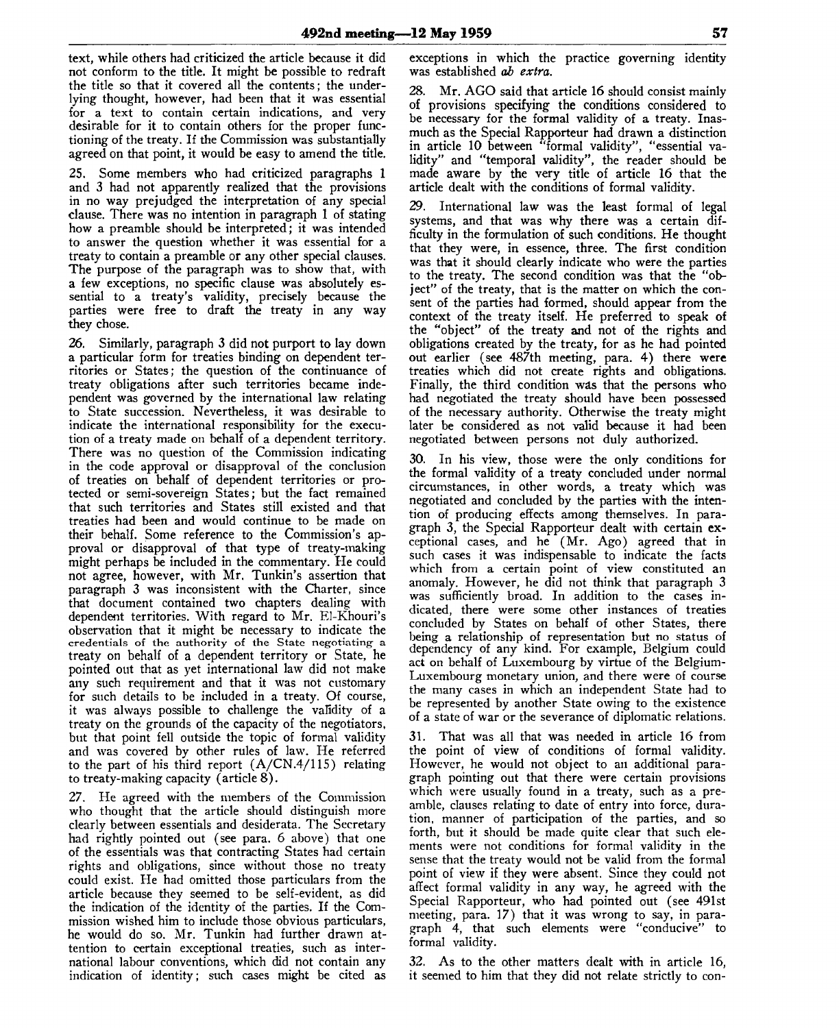text, while others had criticized the article because it did not conform to the title. It might be possible to redraft the title so that it covered all the contents; the underlying thought, however, had been that it was essential for a text to contain certain indications, and very desirable for it to contain others for the proper functioning of the treaty. If the Commission was substantially agreed on that point, it would be easy to amend the title.

25. Some members who had criticized paragraphs 1 and 3 had not apparently realized that the provisions in no way prejudged the interpretation of any special clause. There was no intention in paragraph 1 of stating how a preamble should be interpreted; it was intended to answer the question whether it was essential for a treaty to contain a preamble or any other special clauses. The purpose of the paragraph was to show that, with a few exceptions, no specific clause was absolutely essential to a treaty's validity, precisely because the parties were free to draft the treaty in any way they chose.

26. Similarly, paragraph 3 did not purport to lay down a particular form for treaties binding on dependent territories or States; the question of the continuance of treaty obligations after such territories became independent was governed by the international law relating to State succession. Nevertheless, it was desirable to indicate the international responsibility for the execution of a treaty made on behalf of a dependent territory. There was no question of the Commission indicating in the code approval or disapproval of the conclusion of treaties on behalf of dependent territories or protected or semi-sovereign States; but the fact remained that such territories and States still existed and that treaties had been and would continue to be made on their behalf. Some reference to the Commission's approval or disapproval of that type of treaty-making might perhaps be included in the commentary. He could not agree, however, with Mr. Tunkin's assertion that paragraph 3 was inconsistent with the Charter, since that document contained two chapters dealing with dependent territories. With regard to Mr. El-Khouri's observation that it might be necessary to indicate the credentials of the authority of the State negotiating a treaty on behalf of a dependent territory or State, he pointed out that as yet international law did not make any such requirement and that it was not customary for such details to be included in a treaty. Of course, it was always possible to challenge the validity of a treaty on the grounds of the capacity of the negotiators, but that point fell outside the topic of formal validity and was covered by other rules of law. He referred to the part of his third report (A/CN.4/115) relating to treaty-making capacity (article 8).

27. He agreed with the members of the Commission who thought that the article should distinguish more clearly between essentials and desiderata. The Secretary had rightly pointed out (see para. 6 above) that one of the essentials was that contracting States had certain rights and obligations, since without those no treaty could exist. He had omitted those particulars from the article because they seemed to be self-evident, as did the indication of the identity of the parties. If the Commission wished him to include those obvious particulars, he would do so. Mr. Tunkin had further drawn attention to certain exceptional treaties, such as international labour conventions, which did not contain any indication of identity; such cases might be cited as exceptions in which the practice governing identity was established *ab extra*.

28. Mr. AGO said that article 16 should consist mainly of provisions specifying the conditions considered to be necessary for the formal validity of a treaty. Inasmuch as the Special Rapporteur had drawn a distinction in article 10 between "formal validity", "essential validity" and "temporal validity", the reader should be made aware by the very title of article 16 that the article dealt with the conditions of formal validity.

29. International law was the least formal of legal systems, and that was why there was a certain difficulty in the formulation of such conditions. He thought that they were, in essence, three. The first condition was that it should clearly indicate who were the parties to the treaty. The second condition was that the "object" of the treaty, that is the matter on which the consent of the parties had formed, should appear from the context of the treaty itself. He preferred to speak of the "object" of the treaty and not of the rights and obligations created by the treaty, for as he had pointed out earlier (see 487th meeting, para. 4) there were treaties which did not create rights and obligations. Finally, the third condition was that the persons who had negotiated the treaty should have been possessed of the necessary authority. Otherwise the treaty might later be considered as not valid because it had been negotiated between persons not duly authorized.

30. In his view, those were the only conditions for the formal validity of a treaty concluded under normal circumstances, in other words, a treaty which was negotiated and concluded by the parties with the intention of producing effects among themselves. In paragraph 3, the Special Rapporteur dealt with certain exceptional cases, and he (Mr. Ago) agreed that in such cases it was indispensable to indicate the facts which from a certain point of view constituted an anomaly. However, he did not think that paragraph 3 was sufficiently broad. In addition to the cases indicated, there were some other instances of treaties concluded by States on behalf of other States, there being a relationship of representation but no status of dependency of any kind. For example, Belgium could act on behalf of Luxembourg by virtue of the Belgium-Luxembourg monetary union, and there were of course the many cases in which an independent State had to be represented by another State owing to the existence of a state of war or the severance of diplomatic relations.

31. That was all that was needed in article 16 from the point of view of conditions of formal validity. However, he would not object to an additional paragraph pointing out that there were certain provisions which were usually found in a treaty, such as a preamble, clauses relating to date of entry into force, duration, manner of participation of the parties, and so forth, but it should be made quite clear that such elements were not conditions for formal validity in the sense that the treaty would not be valid from the formal point of view if they were absent. Since they could not affect formal validity in any way, he agreed with the Special Rapporteur, who had pointed out (see 491st meeting, para. 17) that it was wrong to say, in paragraph 4, that such elements were "conducive" to formal validity.

32. As to the other matters dealt with in article 16, it seemed to him that they did not relate strictly to con-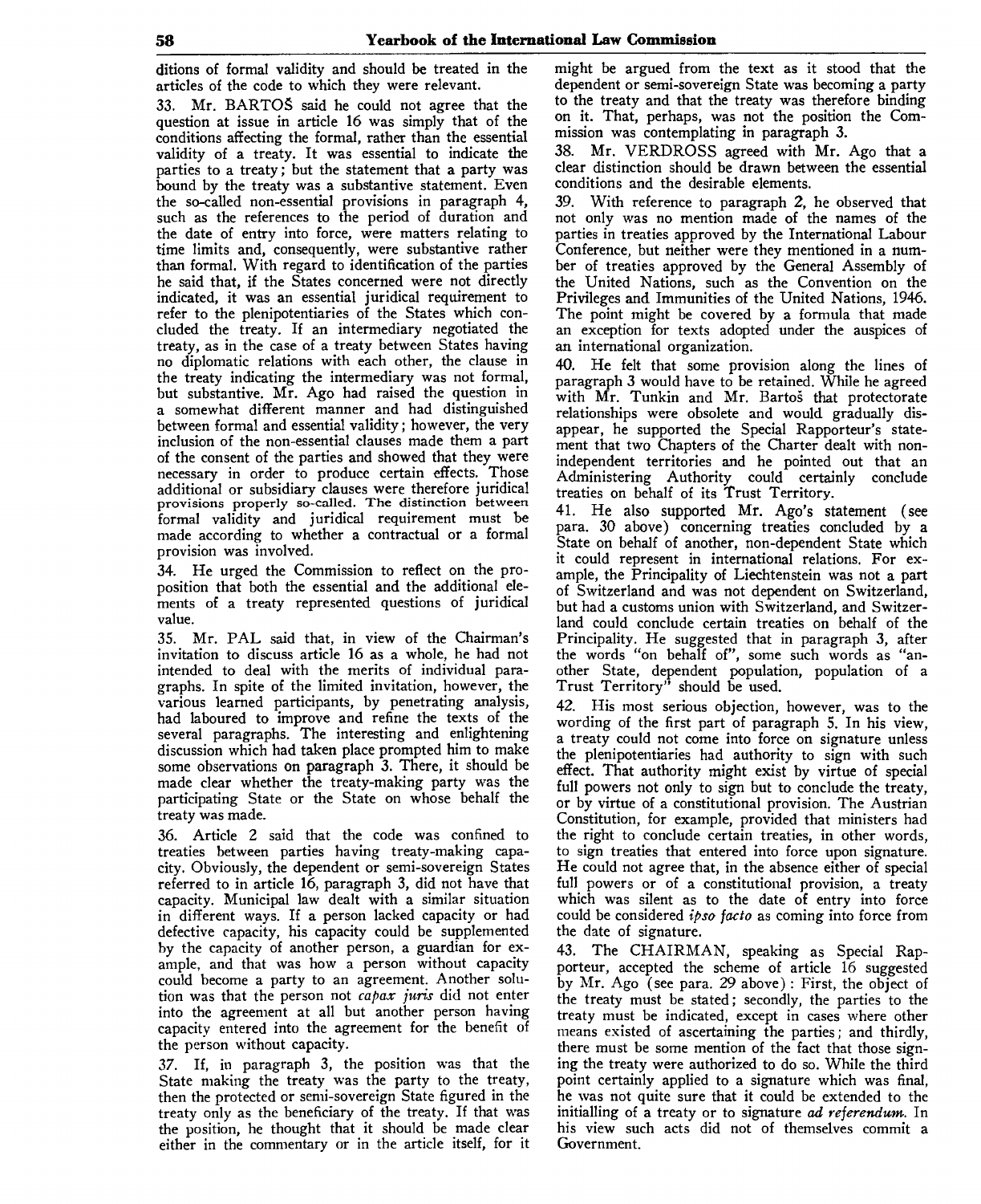ditions of formal validity and should be treated in the articles of the code to which they were relevant.

33. Mr. BARTOŠ said he could not agree that the question at issue in article 16 was simply that of the conditions affecting the formal, rather than the essential validity of a treaty. It was essential to indicate the parties to a treaty; but the statement that a party was bound by the treaty was a substantive statement. Even the so-called non-essential provisions in paragraph 4, such as the references to the period of duration and the date of entry into force, were matters relating to time limits and, consequently, were substantive rather than formal. With regard to identification of the parties he said that, if the States concerned were not directly indicated, it was an essential juridical requirement to refer to the plenipotentiaries of the States which concluded the treaty. If an intermediary negotiated the treaty, as in the case of a treaty between States having no diplomatic relations with each other, the clause in the treaty indicating the intermediary was not formal, but substantive. Mr. Ago had raised the question in a somewhat different manner and had distinguished between formal and essential validity; however, the very inclusion of the non-essential clauses made them a part of the consent of the parties and showed that they were necessary in order to produce certain effects. Those additional or subsidiary clauses were therefore juridical provisions properly so-called. The distinction between formal validity and juridical requirement must be made according to whether a contractual or a formal provision was involved.

34. He urged the Commission to reflect on the proposition that both the essential and the additional elements of a treaty represented questions of juridical value.

35. Mr. PAL said that, in view of the Chairman's invitation to discuss article 16 as a whole, he had not intended to deal with the merits of individual paragraphs. In spite of the limited invitation, however, the various learned participants, by penetrating analysis, had laboured to improve and refine the texts of the several paragraphs. The interesting and enlightening discussion which had taken place prompted him to make some observations on paragraph 3. There, it should be made clear whether the treaty-making party was the participating State or the State on whose behalf the treaty was made.

36. Article 2 said that the code was confined to treaties between parties having treaty-making capacity. Obviously, the dependent or semi-sovereign States referred to in article 16, paragraph 3, did not have that capacity. Municipal law dealt with a similar situation in different ways. If a person lacked capacity or had defective capacity, his capacity could be supplemented by the capacity of another person, a guardian for example, and that was how a person without capacity could become a party to an agreement. Another solution was that the person not *capax juris* did not enter into the agreement at all but another person having capacity entered into the agreement for the benefit of the person without capacity.

37. If, in paragraph 3, the position was that the State making the treaty was the party to the treaty, then the protected or semi-sovereign State figured in the treaty only as the beneficiary of the treaty. If that was the position, he thought that it should be made clear either in the commentary or in the article itself, for it might be argued from the text as it stood that the dependent or semi-sovereign State was becoming a party to the treaty and that the treaty was therefore binding on it. That, perhaps, was not the position the Commission was contemplating in paragraph 3.

38. Mr. VERDROSS agreed with Mr. Ago that a clear distinction should be drawn between the essential conditions and the desirable elements.

39. With reference to paragraph 2, he observed that not only was no mention made of the names of the parties in treaties approved by the International Labour Conference, but neither were they mentioned in a number of treaties approved by the General Assembly of the United Nations, such as the Convention on the Privileges and Immunities of the United Nations, 1946. The point might be covered by a formula that made an exception for texts adopted under the auspices of an international organization.

40. He felt that some provision along the lines of paragraph 3 would have to be retained. While he agreed with Mr. Tunkin and Mr. Bartoš that protectorate relationships were obsolete and would gradually disappear, he supported the Special Rapporteur's statement that two Chapters of the Charter dealt with non-independent territories and he pointed out that an Administering Authority could certainly conclude treaties on behalf of its Trust Territory.

41. He also supported Mr. Ago's statement (see para. 30 above) concerning treaties concluded by a State on behalf of another, non-dependent State which it could represent in international relations. For example, the Principality of Liechtenstein was not a part of Switzerland and was not dependent on Switzerland, but had a customs union with Switzerland, and Switzerland could conclude certain treaties on behalf of the Principality. He suggested that in paragraph 3, after the words "on behalf of", some such words as "another State, dependent population, population of a Trust Territory" should be used.

42. His most serious objection, however, was to the wording of the first part of paragraph 5. In his view, a treaty could not come into force on signature unless the plenipotentiaries had authority to sign with such effect. That authority might exist by virtue of special full powers not only to sign but to conclude the treaty, or by virtue of a constitutional provision. The Austrian Constitution, for example, provided that ministers had the right to conclude certain treaties, in other words, to sign treaties that entered into force upon signature. He could not agree that, in the absence either of special full powers or of a constitutional provision, a treaty which was silent as to the date of entry into force could be considered *ipso facto* as coming into force from the date of signature.

43. The CHAIRMAN, speaking as Special Rapporteur, accepted the scheme of article 16 suggested by Mr. Ago (see para. 29 above): First, the object of the treaty must be stated; secondly, the parties to the treaty must be indicated, except in cases where other means existed of ascertaining the parties; and thirdly, there must be some mention of the fact that those signing the treaty were authorized to do so. While the third point certainly applied to a signature which was final, he was not quite sure that it could be extended to the initialling of a treaty or to signature *ad referendum*. In his view such acts did not of themselves commit a Government.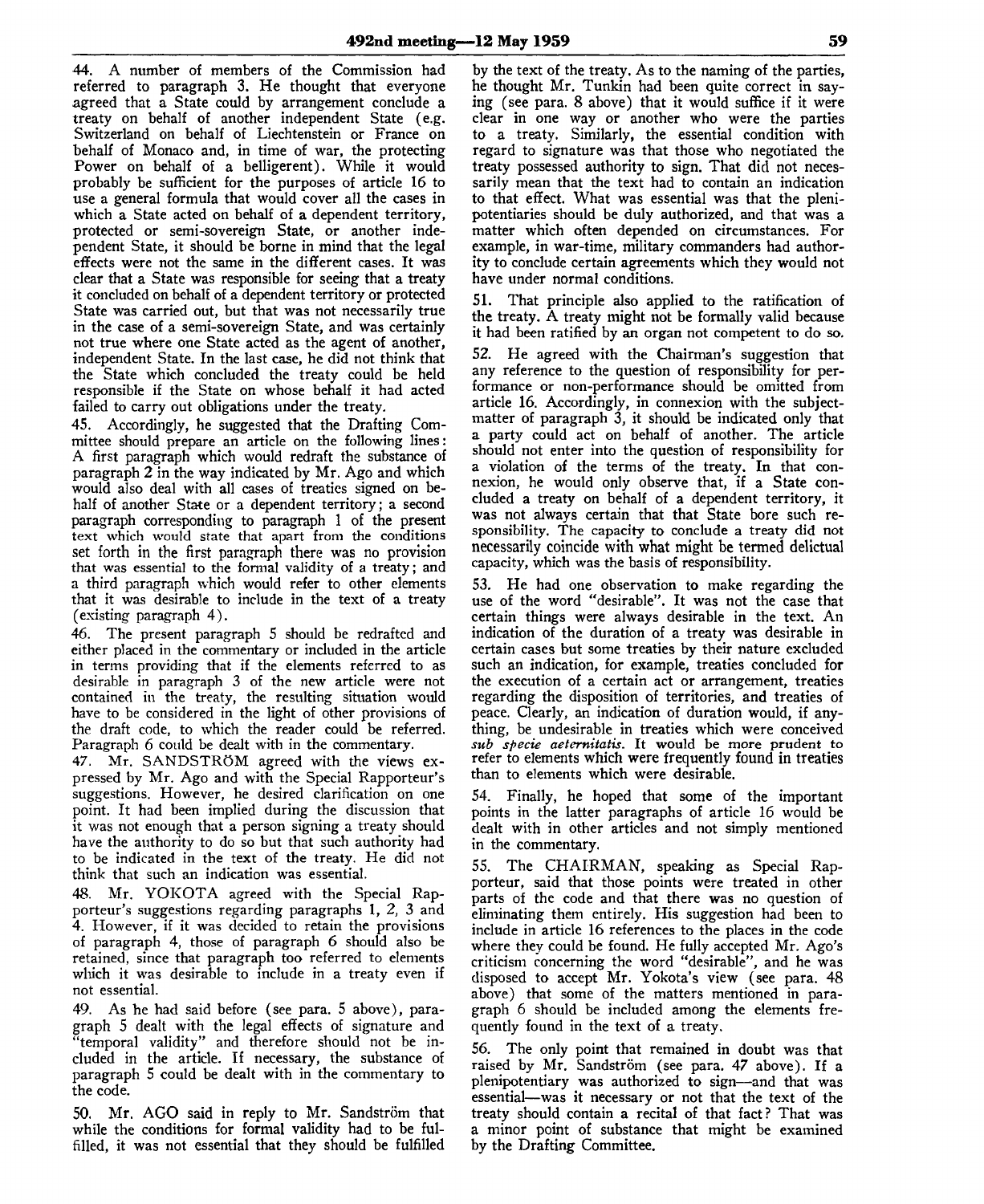44. A number of members of the Commission had referred to paragraph 3. He thought that everyone agreed that a State could by arrangement conclude a treaty on behalf of another independent State (e.g. Switzerland on behalf of Liechtenstein or France on behalf of Monaco and, in time of war, the protecting Power on behalf of a belligerent). While it would probably be sufficient for the purposes of article 16 to use a general formula that would cover all the cases in which a State acted on behalf of a dependent territory, protected or semi-sovereign State, or another independent State, it should be borne in mind that the legal effects were not the same in the different cases. It was clear that a State was responsible for seeing that a treaty it concluded on behalf of a dependent territory or protected State was carried out, but that was not necessarily true in the case of a semi-sovereign State, and was certainly not true where one State acted as the agent of another, independent State. In the last case, he did not think that the State which concluded the treaty could be held responsible if the State on whose behalf it had acted failed to carry out obligations under the treaty.

45. Accordingly, he suggested that the Drafting Committee should prepare an article on the following lines: A first paragraph which would redraft the substance of paragraph 2 in the way indicated by Mr. Ago and which would also deal with all cases of treaties signed on behalf of another State or a dependent territory; a second paragraph corresponding to paragraph 1 of the present text which would state that apart from the conditions set forth in the first paragraph there was no provision that was essential to the formal validity of a treaty; and a third paragraph which would refer to other elements that it was desirable to include in the text of a treaty (existing paragraph 4).

46. The present paragraph 5 should be redrafted and either placed in the commentary or included in the article in terms providing that if the elements referred to as desirable in paragraph 3 of the new article were not contained in the treaty, the resulting situation would have to be considered in the light of other provisions of the draft code, to which the reader could be referred. Paragraph 6 could be dealt with in the commentary.

47. Mr. SANDSTRÖM agreed with the views expressed by Mr. Ago and with the Special Rapporteur's suggestions. However, he desired clarification on one point. It had been implied during the discussion that it was not enough that a person signing a treaty should have the authority to do so but that such authority had to be indicated in the text of the treaty. He did not think that such an indication was essential.

48. Mr. YOKOTA agreed with the Special Rapporteur's suggestions regarding paragraphs 1, 2, 3 and 4. However, if it was decided to retain the provisions of paragraph 4, those of paragraph 6 should also be retained, since that paragraph too referred to elements which it was desirable to include in a treaty even if not essential.

49. As he had said before (see para. 5 above), paragraph 5 dealt with the legal effects of signature and "temporal validity" and therefore should not be included in the article. If necessary, the substance of paragraph 5 could be dealt with in the commentary to the code.

50. Mr. AGO said in reply to Mr. Sandström that while the conditions for formal validity had to be fulfilled, it was not essential that they should be fulfilled by the text of the treaty. As to the naming of the parties, he thought Mr. Tunkin had been quite correct in saying (see para. 8 above) that it would suffice if it were clear in one way or another who were the parties to a treaty. Similarly, the essential condition with regard to signature was that those who negotiated the treaty possessed authority to sign. That did not necessarily mean that the text had to contain an indication to that effect. What was essential was that the plenipotentiaries should be duly authorized, and that was a matter which often depended on circumstances. For example, in war-time, military commanders had authority to conclude certain agreements which they would not have under normal conditions.

51. That principle also applied to the ratification of the treaty. A treaty might not be formally valid because it had been ratified by an organ not competent to do so.

52. He agreed with the Chairman's suggestion that any reference to the question of responsibility for performance or non-performance should be omitted from article 16. Accordingly, in connexion with the subject-matter of paragraph 3, it should be indicated only that a party could act on behalf of another. The article should not enter into the question of responsibility for a violation of the terms of the treaty. In that connexion, he would only observe that, if a State concluded a treaty on behalf of a dependent territory, it was not always certain that that State bore such responsibility. The capacity to conclude a treaty did not necessarily coincide with what might be termed delictual capacity, which was the basis of responsibility.

53. He had one observation to make regarding the use of the word "desirable". It was not the case that certain things were always desirable in the text. An indication of the duration of a treaty was desirable in certain cases but some treaties by their nature excluded such an indication, for example, treaties concluded for the execution of a certain act or arrangement, treaties regarding the disposition of territories, and treaties of peace. Clearly, an indication of duration would, if anything, be undesirable in treaties which were conceived *sub specie aeternitatis*. It would be more prudent to refer to elements which were frequently found in treaties than to elements which were desirable.

54. Finally, he hoped that some of the important points in the latter paragraphs of article 16 would be dealt with in other articles and not simply mentioned in the commentary.

55. The CHAIRMAN, speaking as Special Rapporteur, said that those points were treated in other parts of the code and that there was no question of eliminating them entirely. His suggestion had been to include in article 16 references to the places in the code where they could be found. He fully accepted Mr. Ago's criticism concerning the word "desirable", and he was disposed to accept Mr. Yokota's view (see para. 48 above) that some of the matters mentioned in paragraph 6 should be included among the elements frequently found in the text of a treaty.

56. The only point that remained in doubt was that raised by Mr. Sandström (see para. 47 above). If a plenipotentiary was authorized to sign—and that was essential—was it necessary or not that the text of the treaty should contain a recital of that fact? That was a minor point of substance that might be examined by the Drafting Committee.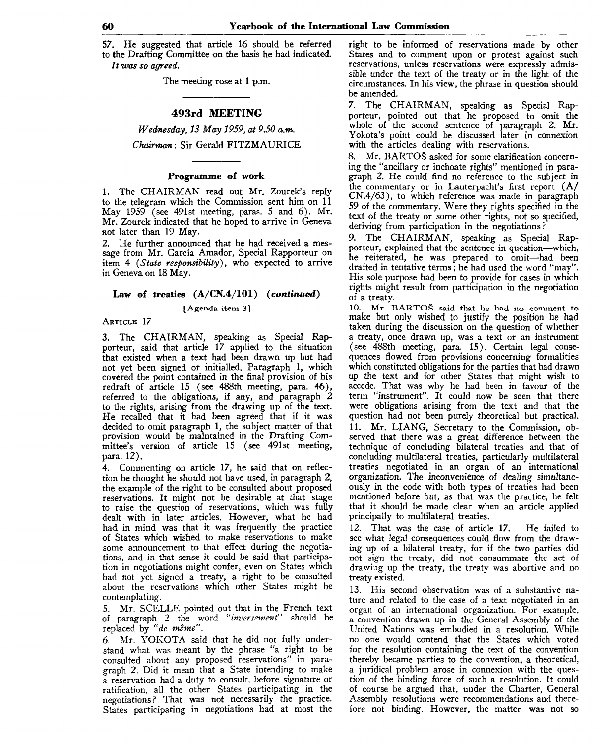57. He suggested that article 16 should be referred to the Drafting Committee on the basis he had indicated.

*It was so agreed.*

The meeting rose at 1 p.m.

## 493rd MEETING

*Wednesday, 13 May 1959, at 9.50 a.m.*

*Chairman*: Sir Gerald FITZMAURICE

### Programme of work

1. The CHAIRMAN read out Mr. Zourek's reply to the telegram which the Commission sent him on 11 May 1959 (see 491st meeting, paras. 5 and 6). Mr. Mr. Zourek indicated that he hoped to arrive in Geneva not later than 19 May.

2. He further announced that he had received a message from Mr. García Amador, Special Rapporteur on item 4 (*State responsibility*), who expected to arrive in Geneva on 18 May.

### Law of treaties (A/CN.4/101) (*continued*)

[Agenda item 3]

ARTICLE 17

3. The CHAIRMAN, speaking as Special Rapporteur, said that article 17 applied to the situation that existed when a text had been drawn up but had not yet been signed or initialled. Paragraph 1, which covered the point contained in the final provision of his redraft of article 15 (see 488th meeting, para. 46), referred to the obligations, if any, and paragraph 2 to the rights, arising from the drawing up of the text. He recalled that it had been agreed that if it was decided to omit paragraph 1, the subject matter of that provision would be maintained in the Drafting Committee's version of article 15 (see 491st meeting, para. 12).

4. Commenting on article 17, he said that on reflection he thought he should not have used, in paragraph 2, the example of the right to be consulted about proposed reservations. It might not be desirable at that stage to raise the question of reservations, which was fully dealt with in later articles. However, what he had had in mind was that it was frequently the practice of States which wished to make reservations to make some announcement to that effect during the negotiations, and in that sense it could be said that participation in negotiations might confer, even on States which had not yet signed a treaty, a right to be consulted about the reservations which other States might be contemplating.

5. Mr. SCELLE pointed out that in the French text of paragraph 2 the word "*inversement*" should be replaced by "*de même*".

6. Mr. YOKOTA said that he did not fully understand what was meant by the phrase "a right to be consulted about any proposed reservations" in paragraph 2. Did it mean that a State intending to make a reservation had a duty to consult, before signature or ratification, all the other States participating in the negotiations? That was not necessarily the practice. States participating in negotiations had at most the right to be informed of reservations made by other States and to comment upon or protest against such reservations, unless reservations were expressly admissible under the text of the treaty or in the light of the circumstances. In his view, the phrase in question should be amended.

7. The CHAIRMAN, speaking as Special Rapporteur, pointed out that he proposed to omit the whole of the second sentence of paragraph 2. Mr. Yokota's point could be discussed later in connexion with the articles dealing with reservations.

8. Mr. BARTOŠ asked for some clarification concerning the "ancillary or inchoate rights" mentioned in paragraph 2. He could find no reference to the subject in the commentary or in Lauterpacht's first report (A/CN.4/63), to which reference was made in paragraph 59 of the commentary. Were they rights specified in the text of the treaty or some other rights, not so specified, deriving from participation in the negotiations?

9. The CHAIRMAN, speaking as Special Rapporteur, explained that the sentence in question—which, he reiterated, he was prepared to omit—had been drafted in tentative terms; he had used the word "may". His sole purpose had been to provide for cases in which rights might result from participation in the negotiation of a treaty.

10. Mr. BARTOŠ said that he had no comment to make but only wished to justify the position he had taken during the discussion on the question of whether a treaty, once drawn up, was a text or an instrument (see 488th meeting, para. 15). Certain legal consequences flowed from provisions concerning formalities which constituted obligations for the parties that had drawn up the text and for other States that might wish to accede. That was why he had been in favour of the term "instrument". It could now be seen that there were obligations arising from the text and that the question had not been purely theoretical but practical.

11. Mr. LIANG, Secretary to the Commission, observed that there was a great difference between the technique of concluding bilateral treaties and that of concluding multilateral treaties, particularly multilateral treaties negotiated in an organ of an international organization. The inconvenience of dealing simultaneously in the code with both types of treaties had been mentioned before but, as that was the practice, he felt that it should be made clear when an article applied principally to multilateral treaties.

12. That was the case of article 17. He failed to see what legal consequences could flow from the drawing up of a bilateral treaty, for if the two parties did not sign the treaty, did not consummate the act of drawing up the treaty, the treaty was abortive and no treaty existed.

13. His second observation was of a substantive nature and related to the case of a text negotiated in an organ of an international organization. For example, a convention drawn up in the General Assembly of the United Nations was embodied in a resolution. While no one would contend that the States which voted for the resolution containing the text of the convention thereby became parties to the convention, a theoretical, a juridical problem arose in connexion with the question of the binding force of such a resolution. It could of course be argued that, under the Charter, General Assembly resolutions were recommendations and therefore not binding. However, the matter was not so